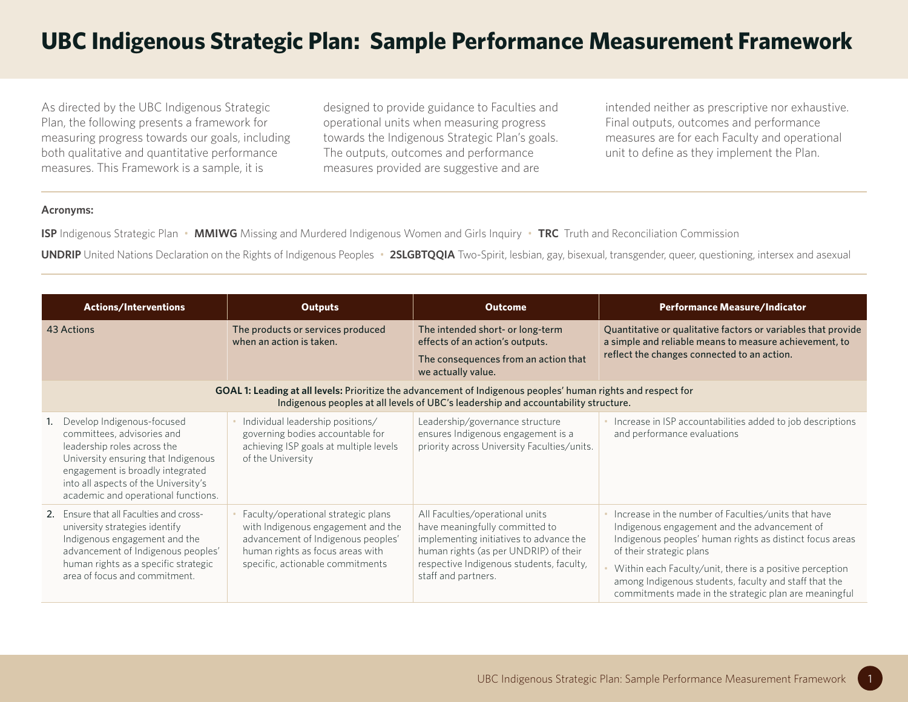# UBC Indigenous Strategic Plan: Sample Performance Measurement Framework

As directed by the UBC Indigenous Strategic Plan, the following presents a framework for measuring progress towards our goals, including both qualitative and quantitative performance measures. This Framework is a sample, it is designed to provide guidance to Faculties and operational units when measuring progress towards the Indigenous Strategic Plan's goals. The outputs, outcomes and performance measures provided are suggestive and are intended neither as prescriptive nor exhaustive. Final outputs, outcomes and performance measures are for each Faculty and operational unit to define as they implement the Plan.

**Acronyms:**

**ISP** Indigenous Strategic Plan • **MMIWG** Missing and Murdered Indigenous Women and Girls Inquiry • **TRC** Truth and Reconciliation Commission

**UNDRIP** United Nations Declaration on the Rights of Indigenous Peoples • **2SLGBTQQIA** Two-Spirit, lesbian, gay, bisexual, transgender, queer, questioning, intersex and asexual

| Actions/Interventions | Outputs | Outcome | Performance Measure/Indicator |
|---|---|---|---|
| 43 Actions | The products or services produced when an action is taken. | The intended short- or long-term effects of an action's outputs.<br>The consequences from an action that we actually value. | Quantitative or qualitative factors or variables that provide a simple and reliable means to measure achievement, to reflect the changes connected to an action. |
| **GOAL 1: Leading at all levels:** Prioritize the advancement of Indigenous peoples' human rights and respect for Indigenous peoples at all levels of UBC's leadership and accountability structure. | | | |
| 1. Develop Indigenous-focused committees, advisories and leadership roles across the University ensuring that Indigenous engagement is broadly integrated into all aspects of the University's academic and operational functions. | • Individual leadership positions/ governing bodies accountable for achieving ISP goals at multiple levels of the University | Leadership/governance structure ensures Indigenous engagement is a priority across University Faculties/units. | • Increase in ISP accountabilities added to job descriptions and performance evaluations |
| 2. Ensure that all Faculties and cross-university strategies identify Indigenous engagement and the advancement of Indigenous peoples' human rights as a specific strategic area of focus and commitment. | • Faculty/operational strategic plans with Indigenous engagement and the advancement of Indigenous peoples' human rights as focus areas with specific, actionable commitments | All Faculties/operational units have meaningfully committed to implementing initiatives to advance the human rights (as per UNDRIP) of their respective Indigenous students, faculty, staff and partners. | • Increase in the number of Faculties/units that have Indigenous engagement and the advancement of Indigenous peoples' human rights as distinct focus areas of their strategic plans<br>• Within each Faculty/unit, there is a positive perception among Indigenous students, faculty and staff that the commitments made in the strategic plan are meaningful |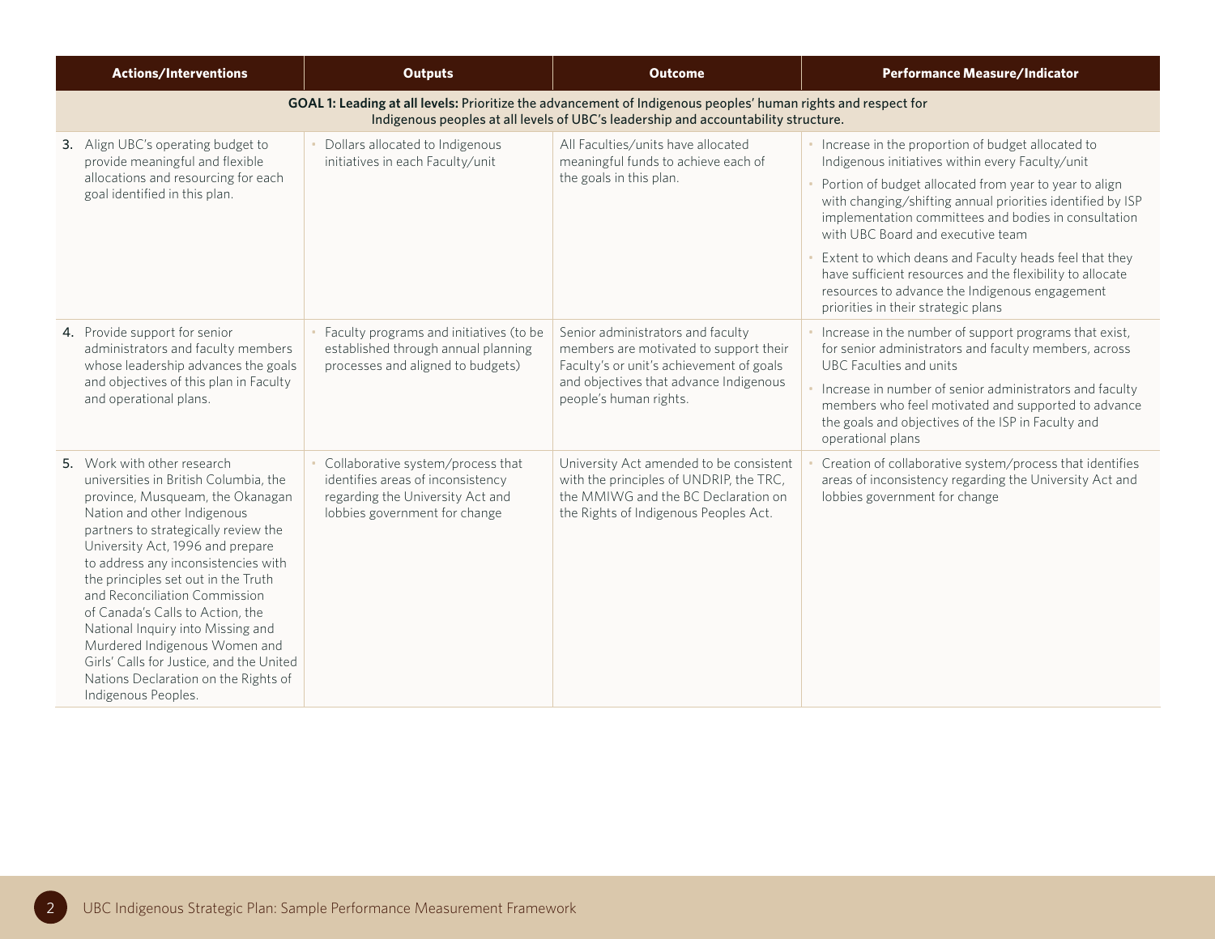| Actions/Interventions | Outputs | Outcome | Performance Measure/Indicator |
|---|---|---|---|
| **GOAL 1: Leading at all levels:** Prioritize the advancement of Indigenous peoples' human rights and respect for Indigenous peoples at all levels of UBC's leadership and accountability structure. | | | |
| **3.** Align UBC's operating budget to provide meaningful and flexible allocations and resourcing for each goal identified in this plan. | • Dollars allocated to Indigenous initiatives in each Faculty/unit | All Faculties/units have allocated meaningful funds to achieve each of the goals in this plan. | • Increase in the proportion of budget allocated to Indigenous initiatives within every Faculty/unit<br>• Portion of budget allocated from year to year to align with changing/shifting annual priorities identified by ISP implementation committees and bodies in consultation with UBC Board and executive team<br>• Extent to which deans and Faculty heads feel that they have sufficient resources and the flexibility to allocate resources to advance the Indigenous engagement priorities in their strategic plans |
| **4.** Provide support for senior administrators and faculty members whose leadership advances the goals and objectives of this plan in Faculty and operational plans. | • Faculty programs and initiatives (to be established through annual planning processes and aligned to budgets) | Senior administrators and faculty members are motivated to support their Faculty's or unit's achievement of goals and objectives that advance Indigenous people's human rights. | • Increase in the number of support programs that exist, for senior administrators and faculty members, across UBC Faculties and units<br>• Increase in number of senior administrators and faculty members who feel motivated and supported to advance the goals and objectives of the ISP in Faculty and operational plans |
| **5.** Work with other research universities in British Columbia, the province, Musqueam, the Okanagan Nation and other Indigenous partners to strategically review the University Act, 1996 and prepare to address any inconsistencies with the principles set out in the Truth and Reconciliation Commission of Canada's Calls to Action, the National Inquiry into Missing and Murdered Indigenous Women and Girls' Calls for Justice, and the United Nations Declaration on the Rights of Indigenous Peoples. | • Collaborative system/process that identifies areas of inconsistency regarding the University Act and lobbies government for change | University Act amended to be consistent with the principles of UNDRIP, the TRC, the MMIWG and the BC Declaration on the Rights of Indigenous Peoples Act. | • Creation of collaborative system/process that identifies areas of inconsistency regarding the University Act and lobbies government for change |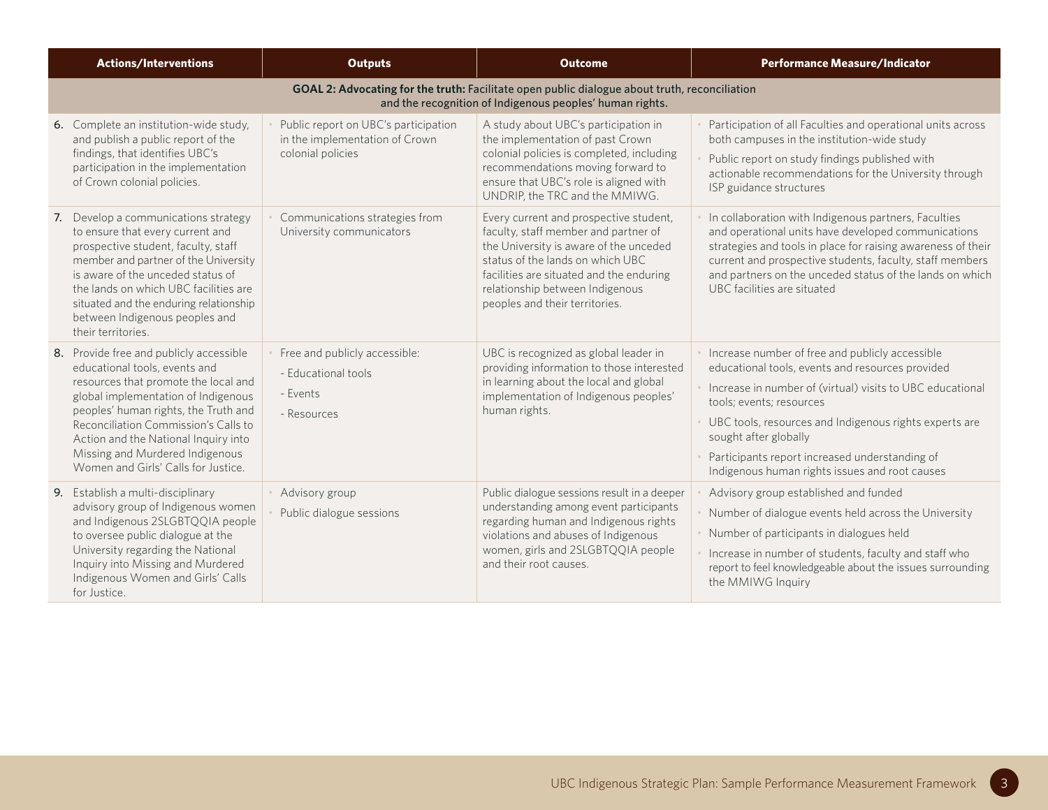| Actions/Interventions | Outputs | Outcome | Performance Measure/Indicator |
|---|---|---|---|
| **GOAL 2: Advocating for the truth:** Facilitate open public dialogue about truth, reconciliation and the recognition of Indigenous peoples' human rights. | | | |
| **6.** Complete an institution-wide study, and publish a public report of the findings, that identifies UBC's participation in the implementation of Crown colonial policies. | • Public report on UBC's participation in the implementation of Crown colonial policies | A study about UBC's participation in the implementation of past Crown colonial policies is completed, including recommendations moving forward to ensure that UBC's role is aligned with UNDRIP, the TRC and the MMIWG. | • Participation of all Faculties and operational units across both campuses in the institution-wide study<br>• Public report on study findings published with actionable recommendations for the University through ISP guidance structures |
| **7.** Develop a communications strategy to ensure that every current and prospective student, faculty, staff member and partner of the University is aware of the unceded status of the lands on which UBC facilities are situated and the enduring relationship between Indigenous peoples and their territories. | • Communications strategies from University communicators | Every current and prospective student, faculty, staff member and partner of the University is aware of the unceded status of the lands on which UBC facilities are situated and the enduring relationship between Indigenous peoples and their territories. | • In collaboration with Indigenous partners, Faculties and operational units have developed communications strategies and tools in place for raising awareness of their current and prospective students, faculty, staff members and partners on the unceded status of the lands on which UBC facilities are situated |
| **8.** Provide free and publicly accessible educational tools, events and resources that promote the local and global implementation of Indigenous peoples' human rights, the Truth and Reconciliation Commission's Calls to Action and the National Inquiry into Missing and Murdered Indigenous Women and Girls' Calls for Justice. | • Free and publicly accessible:<br>- Educational tools<br>- Events<br>- Resources | UBC is recognized as global leader in providing information to those interested in learning about the local and global implementation of Indigenous peoples' human rights. | • Increase number of free and publicly accessible educational tools, events and resources provided<br>• Increase in number of (virtual) visits to UBC educational tools; events; resources<br>• UBC tools, resources and Indigenous rights experts are sought after globally<br>• Participants report increased understanding of Indigenous human rights issues and root causes |
| **9.** Establish a multi-disciplinary advisory group of Indigenous women and Indigenous 2SLGBTQQIA people to oversee public dialogue at the University regarding the National Inquiry into Missing and Murdered Indigenous Women and Girls' Calls for Justice. | • Advisory group<br>• Public dialogue sessions | Public dialogue sessions result in a deeper understanding among event participants regarding human and Indigenous rights violations and abuses of Indigenous women, girls and 2SLGBTQQIA people and their root causes. | • Advisory group established and funded<br>• Number of dialogue events held across the University<br>• Number of participants in dialogues held<br>• Increase in number of students, faculty and staff who report to feel knowledgeable about the issues surrounding the MMIWG Inquiry |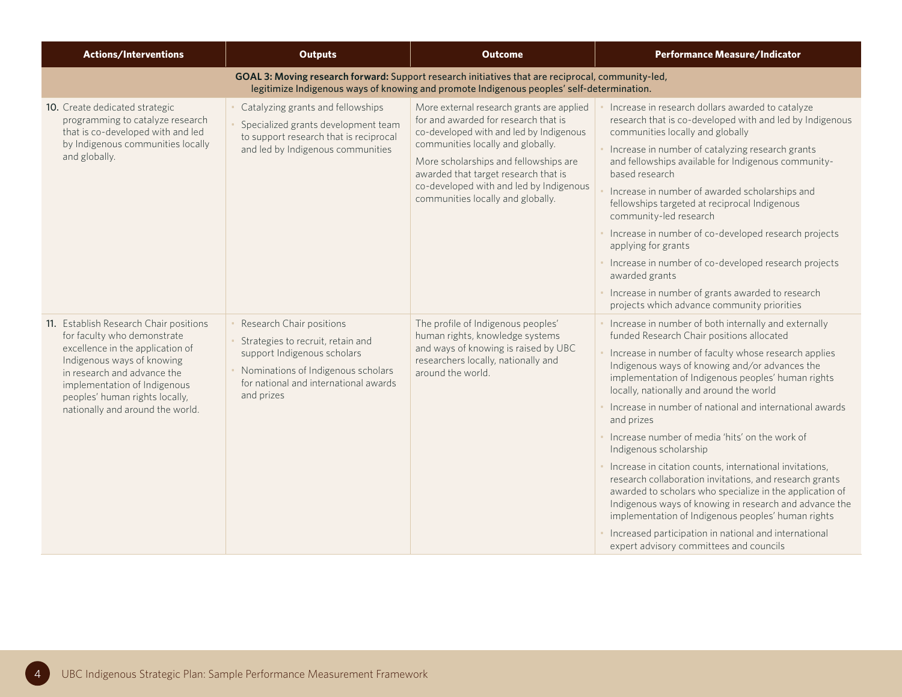| Actions/Interventions | Outputs | Outcome | Performance Measure/Indicator |
|---|---|---|---|
| **GOAL 3: Moving research forward:** Support research initiatives that are reciprocal, community-led, legitimize Indigenous ways of knowing and promote Indigenous peoples' self-determination. | | | |
| **10.** Create dedicated strategic programming to catalyze research that is co-developed with and led by Indigenous communities locally and globally. | • Catalyzing grants and fellowships<br>• Specialized grants development team to support research that is reciprocal and led by Indigenous communities | More external research grants are applied for and awarded for research that is co-developed with and led by Indigenous communities locally and globally.<br>More scholarships and fellowships are awarded that target research that is co-developed with and led by Indigenous communities locally and globally. | • Increase in research dollars awarded to catalyze research that is co-developed with and led by Indigenous communities locally and globally<br>• Increase in number of catalyzing research grants and fellowships available for Indigenous community-based research<br>• Increase in number of awarded scholarships and fellowships targeted at reciprocal Indigenous community-led research<br>• Increase in number of co-developed research projects applying for grants<br>• Increase in number of co-developed research projects awarded grants<br>• Increase in number of grants awarded to research projects which advance community priorities |
| **11.** Establish Research Chair positions for faculty who demonstrate excellence in the application of Indigenous ways of knowing in research and advance the implementation of Indigenous peoples' human rights locally, nationally and around the world. | • Research Chair positions<br>• Strategies to recruit, retain and support Indigenous scholars<br>• Nominations of Indigenous scholars for national and international awards and prizes | The profile of Indigenous peoples' human rights, knowledge systems and ways of knowing is raised by UBC researchers locally, nationally and around the world. | • Increase in number of both internally and externally funded Research Chair positions allocated<br>• Increase in number of faculty whose research applies Indigenous ways of knowing and/or advances the implementation of Indigenous peoples' human rights locally, nationally and around the world<br>• Increase in number of national and international awards and prizes<br>• Increase number of media 'hits' on the work of Indigenous scholarship<br>• Increase in citation counts, international invitations, research collaboration invitations, and research grants awarded to scholars who specialize in the application of Indigenous ways of knowing in research and advance the implementation of Indigenous peoples' human rights<br>• Increased participation in national and international expert advisory committees and councils |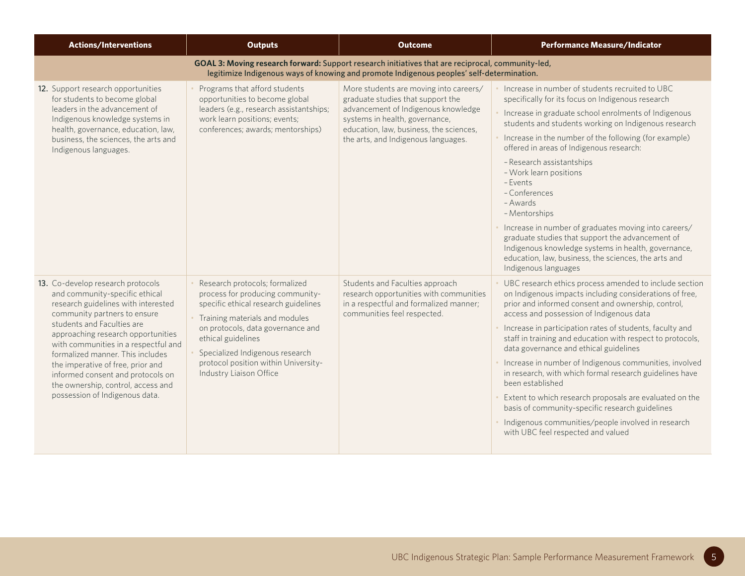| Actions/Interventions | Outputs | Outcome | Performance Measure/Indicator |
|---|---|---|---|
| **GOAL 3: Moving research forward:** Support research initiatives that are reciprocal, community-led, legitimize Indigenous ways of knowing and promote Indigenous peoples' self-determination. | | | |
| **12.** Support research opportunities for students to become global leaders in the advancement of Indigenous knowledge systems in health, governance, education, law, business, the sciences, the arts and Indigenous languages. | • Programs that afford students opportunities to become global leaders (e.g., research assistantships; work learn positions; events; conferences; awards; mentorships) | More students are moving into careers/graduate studies that support the advancement of Indigenous knowledge systems in health, governance, education, law, business, the sciences, the arts, and Indigenous languages. | • Increase in number of students recruited to UBC specifically for its focus on Indigenous research<br>• Increase in graduate school enrolments of Indigenous students and students working on Indigenous research<br>• Increase in the number of the following (for example) offered in areas of Indigenous research:<br>– Research assistantships<br>– Work learn positions<br>– Events<br>– Conferences<br>– Awards<br>– Mentorships<br>• Increase in number of graduates moving into careers/graduate studies that support the advancement of Indigenous knowledge systems in health, governance, education, law, business, the sciences, the arts and Indigenous languages |
| **13.** Co-develop research protocols and community-specific ethical research guidelines with interested community partners to ensure students and Faculties are approaching research opportunities with communities in a respectful and formalized manner. This includes the imperative of free, prior and informed consent and protocols on the ownership, control, access and possession of Indigenous data. | • Research protocols; formalized process for producing community-specific ethical research guidelines<br>• Training materials and modules on protocols, data governance and ethical guidelines<br>• Specialized Indigenous research protocol position within University-Industry Liaison Office | Students and Faculties approach research opportunities with communities in a respectful and formalized manner; communities feel respected. | • UBC research ethics process amended to include section on Indigenous impacts including considerations of free, prior and informed consent and ownership, control, access and possession of Indigenous data<br>• Increase in participation rates of students, faculty and staff in training and education with respect to protocols, data governance and ethical guidelines<br>• Increase in number of Indigenous communities, involved in research, with which formal research guidelines have been established<br>• Extent to which research proposals are evaluated on the basis of community-specific research guidelines<br>• Indigenous communities/people involved in research with UBC feel respected and valued |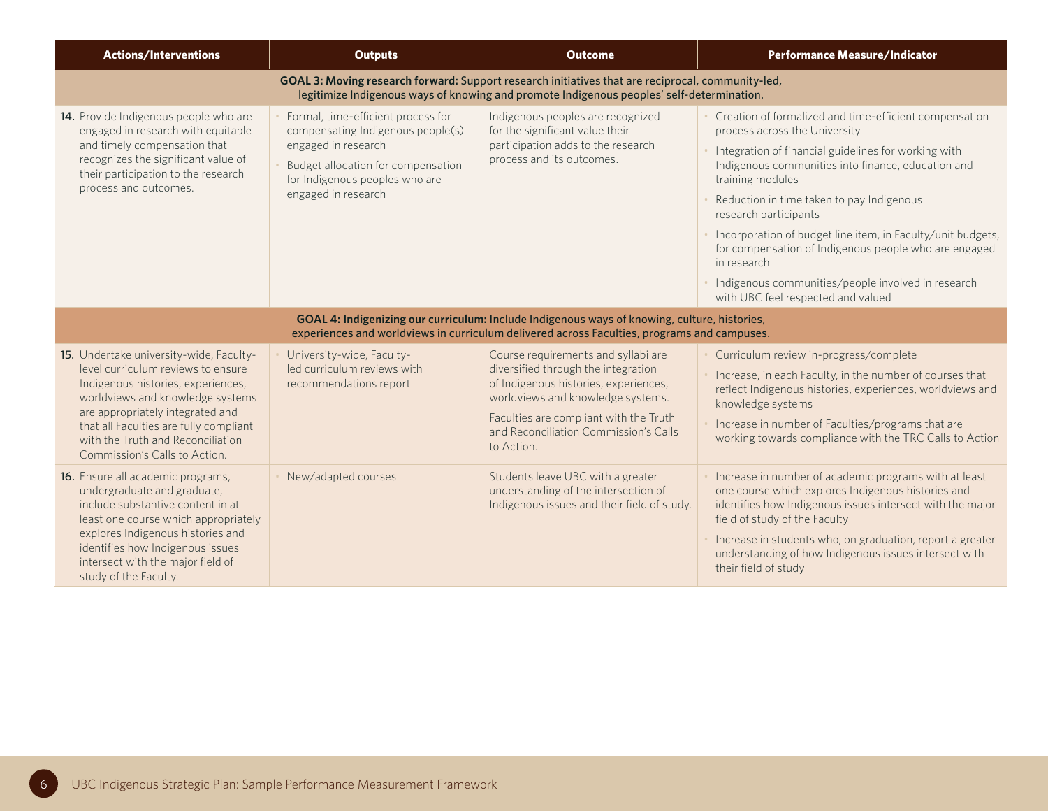| Actions/Interventions | Outputs | Outcome | Performance Measure/Indicator |
|---|---|---|---|
| **GOAL 3: Moving research forward:** Support research initiatives that are reciprocal, community-led, legitimize Indigenous ways of knowing and promote Indigenous peoples' self-determination. | | | |
| **14.** Provide Indigenous people who are engaged in research with equitable and timely compensation that recognizes the significant value of their participation to the research process and outcomes. | • Formal, time-efficient process for compensating Indigenous people(s) engaged in research<br>• Budget allocation for compensation for Indigenous peoples who are engaged in research | Indigenous peoples are recognized for the significant value their participation adds to the research process and its outcomes. | • Creation of formalized and time-efficient compensation process across the University<br>• Integration of financial guidelines for working with Indigenous communities into finance, education and training modules<br>• Reduction in time taken to pay Indigenous research participants<br>• Incorporation of budget line item, in Faculty/unit budgets, for compensation of Indigenous people who are engaged in research<br>• Indigenous communities/people involved in research with UBC feel respected and valued |
| **GOAL 4: Indigenizing our curriculum:** Include Indigenous ways of knowing, culture, histories, experiences and worldviews in curriculum delivered across Faculties, programs and campuses. | | | |
| **15.** Undertake university-wide, Faculty-level curriculum reviews to ensure Indigenous histories, experiences, worldviews and knowledge systems are appropriately integrated and that all Faculties are fully compliant with the Truth and Reconciliation Commission's Calls to Action. | • University-wide, Faculty-led curriculum reviews with recommendations report | Course requirements and syllabi are diversified through the integration of Indigenous histories, experiences, worldviews and knowledge systems.<br>Faculties are compliant with the Truth and Reconciliation Commission's Calls to Action. | • Curriculum review in-progress/complete<br>• Increase, in each Faculty, in the number of courses that reflect Indigenous histories, experiences, worldviews and knowledge systems<br>• Increase in number of Faculties/programs that are working towards compliance with the TRC Calls to Action |
| **16.** Ensure all academic programs, undergraduate and graduate, include substantive content in at least one course which appropriately explores Indigenous histories and identifies how Indigenous issues intersect with the major field of study of the Faculty. | • New/adapted courses | Students leave UBC with a greater understanding of the intersection of Indigenous issues and their field of study. | • Increase in number of academic programs with at least one course which explores Indigenous histories and identifies how Indigenous issues intersect with the major field of study of the Faculty<br>• Increase in students who, on graduation, report a greater understanding of how Indigenous issues intersect with their field of study |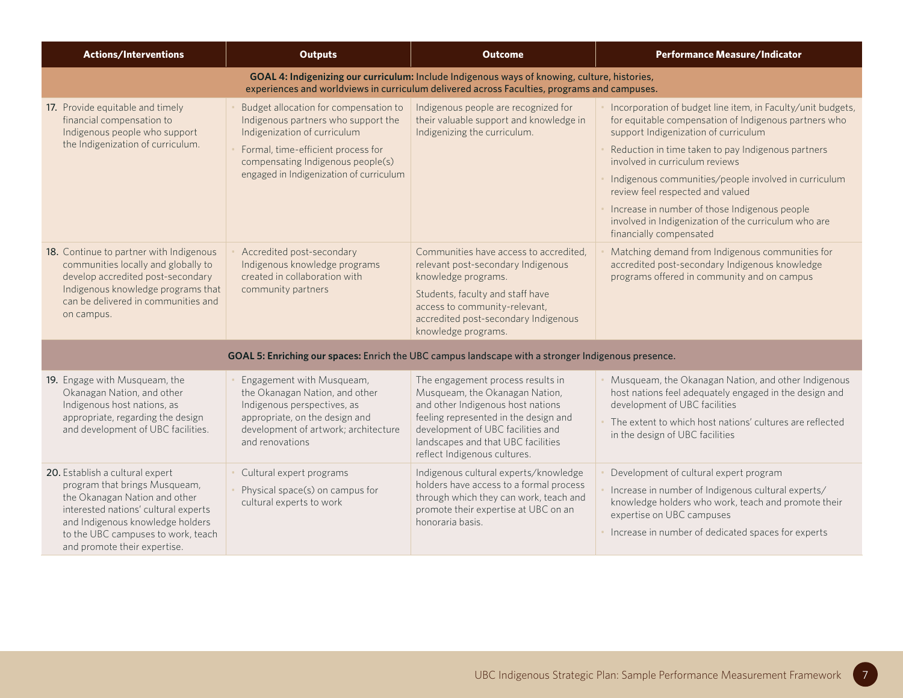| Actions/Interventions | Outputs | Outcome | Performance Measure/Indicator |
|---|---|---|---|
| **GOAL 4: Indigenizing our curriculum:** Include Indigenous ways of knowing, culture, histories, experiences and worldviews in curriculum delivered across Faculties, programs and campuses. | | | |
| **17.** Provide equitable and timely financial compensation to Indigenous people who support the Indigenization of curriculum. | • Budget allocation for compensation to Indigenous partners who support the Indigenization of curriculum<br>• Formal, time-efficient process for compensating Indigenous people(s) engaged in Indigenization of curriculum | Indigenous people are recognized for their valuable support and knowledge in Indigenizing the curriculum. | • Incorporation of budget line item, in Faculty/unit budgets, for equitable compensation of Indigenous partners who support Indigenization of curriculum<br>• Reduction in time taken to pay Indigenous partners involved in curriculum reviews<br>• Indigenous communities/people involved in curriculum review feel respected and valued<br>• Increase in number of those Indigenous people involved in Indigenization of the curriculum who are financially compensated |
| **18.** Continue to partner with Indigenous communities locally and globally to develop accredited post-secondary Indigenous knowledge programs that can be delivered in communities and on campus. | • Accredited post-secondary Indigenous knowledge programs created in collaboration with community partners | Communities have access to accredited, relevant post-secondary Indigenous knowledge programs.<br>Students, faculty and staff have access to community-relevant, accredited post-secondary Indigenous knowledge programs. | • Matching demand from Indigenous communities for accredited post-secondary Indigenous knowledge programs offered in community and on campus |
| **GOAL 5: Enriching our spaces:** Enrich the UBC campus landscape with a stronger Indigenous presence. | | | |
| **19.** Engage with Musqueam, the Okanagan Nation, and other Indigenous host nations, as appropriate, regarding the design and development of UBC facilities. | • Engagement with Musqueam, the Okanagan Nation, and other Indigenous perspectives, as appropriate, on the design and development of artwork; architecture and renovations | The engagement process results in Musqueam, the Okanagan Nation, and other Indigenous host nations feeling represented in the design and development of UBC facilities and landscapes and that UBC facilities reflect Indigenous cultures. | • Musqueam, the Okanagan Nation, and other Indigenous host nations feel adequately engaged in the design and development of UBC facilities<br>• The extent to which host nations' cultures are reflected in the design of UBC facilities |
| **20.** Establish a cultural expert program that brings Musqueam, the Okanagan Nation and other interested nations' cultural experts and Indigenous knowledge holders to the UBC campuses to work, teach and promote their expertise. | • Cultural expert programs<br>• Physical space(s) on campus for cultural experts to work | Indigenous cultural experts/knowledge holders have access to a formal process through which they can work, teach and promote their expertise at UBC on an honoraria basis. | • Development of cultural expert program<br>• Increase in number of Indigenous cultural experts/ knowledge holders who work, teach and promote their expertise on UBC campuses<br>• Increase in number of dedicated spaces for experts |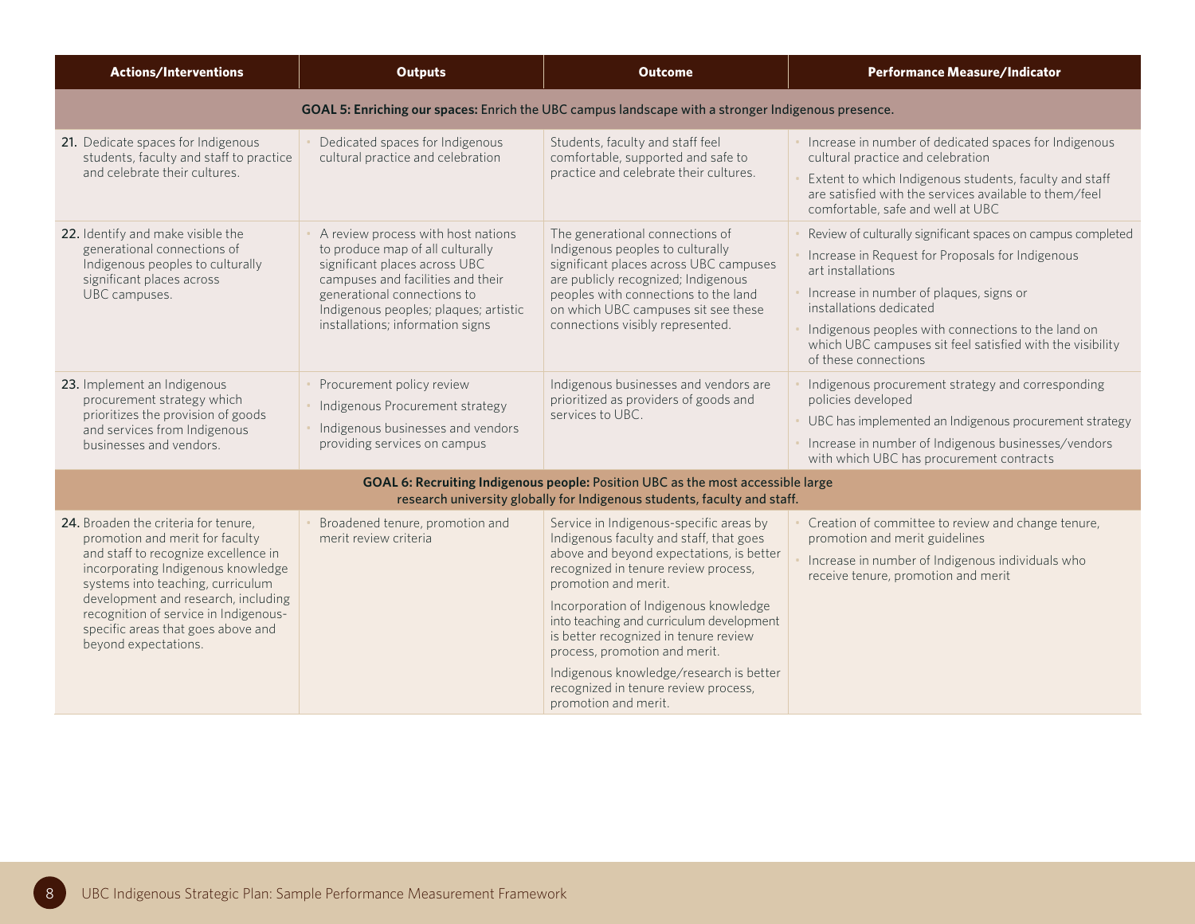| Actions/Interventions | Outputs | Outcome | Performance Measure/Indicator |
|---|---|---|---|
| **GOAL 5: Enriching our spaces:** Enrich the UBC campus landscape with a stronger Indigenous presence. | | | |
| **21.** Dedicate spaces for Indigenous students, faculty and staff to practice and celebrate their cultures. | • Dedicated spaces for Indigenous cultural practice and celebration | Students, faculty and staff feel comfortable, supported and safe to practice and celebrate their cultures. | • Increase in number of dedicated spaces for Indigenous cultural practice and celebration<br>• Extent to which Indigenous students, faculty and staff are satisfied with the services available to them/feel comfortable, safe and well at UBC |
| **22.** Identify and make visible the generational connections of Indigenous peoples to culturally significant places across UBC campuses. | • A review process with host nations to produce map of all culturally significant places across UBC campuses and facilities and their generational connections to Indigenous peoples; plaques; artistic installations; information signs | The generational connections of Indigenous peoples to culturally significant places across UBC campuses are publicly recognized; Indigenous peoples with connections to the land on which UBC campuses sit see these connections visibly represented. | • Review of culturally significant spaces on campus completed<br>• Increase in Request for Proposals for Indigenous art installations<br>• Increase in number of plaques, signs or installations dedicated<br>• Indigenous peoples with connections to the land on which UBC campuses sit feel satisfied with the visibility of these connections |
| **23.** Implement an Indigenous procurement strategy which prioritizes the provision of goods and services from Indigenous businesses and vendors. | • Procurement policy review<br>• Indigenous Procurement strategy<br>• Indigenous businesses and vendors providing services on campus | Indigenous businesses and vendors are prioritized as providers of goods and services to UBC. | • Indigenous procurement strategy and corresponding policies developed<br>• UBC has implemented an Indigenous procurement strategy<br>• Increase in number of Indigenous businesses/vendors with which UBC has procurement contracts |
| **GOAL 6: Recruiting Indigenous people:** Position UBC as the most accessible large research university globally for Indigenous students, faculty and staff. | | | |
| **24.** Broaden the criteria for tenure, promotion and merit for faculty and staff to recognize excellence in incorporating Indigenous knowledge systems into teaching, curriculum development and research, including recognition of service in Indigenous-specific areas that goes above and beyond expectations. | • Broadened tenure, promotion and merit review criteria | Service in Indigenous-specific areas by Indigenous faculty and staff, that goes above and beyond expectations, is better recognized in tenure review process, promotion and merit.<br><br>Incorporation of Indigenous knowledge into teaching and curriculum development is better recognized in tenure review process, promotion and merit.<br><br>Indigenous knowledge/research is better recognized in tenure review process, promotion and merit. | • Creation of committee to review and change tenure, promotion and merit guidelines<br>• Increase in number of Indigenous individuals who receive tenure, promotion and merit |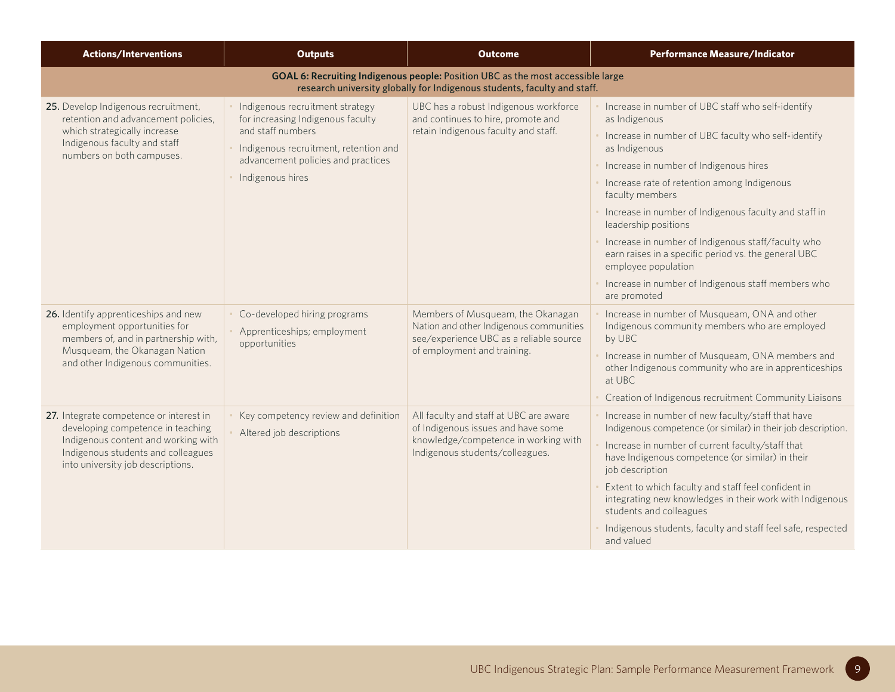| Actions/Interventions | Outputs | Outcome | Performance Measure/Indicator |
|---|---|---|---|
| **GOAL 6: Recruiting Indigenous people:** Position UBC as the most accessible large research university globally for Indigenous students, faculty and staff. | | | |
| **25.** Develop Indigenous recruitment, retention and advancement policies, which strategically increase Indigenous faculty and staff numbers on both campuses. | • Indigenous recruitment strategy for increasing Indigenous faculty and staff numbers<br>• Indigenous recruitment, retention and advancement policies and practices<br>• Indigenous hires | UBC has a robust Indigenous workforce and continues to hire, promote and retain Indigenous faculty and staff. | • Increase in number of UBC staff who self-identify as Indigenous<br>• Increase in number of UBC faculty who self-identify as Indigenous<br>• Increase in number of Indigenous hires<br>• Increase rate of retention among Indigenous faculty members<br>• Increase in number of Indigenous faculty and staff in leadership positions<br>• Increase in number of Indigenous staff/faculty who earn raises in a specific period vs. the general UBC employee population<br>• Increase in number of Indigenous staff members who are promoted |
| **26.** Identify apprenticeships and new employment opportunities for members of, and in partnership with, Musqueam, the Okanagan Nation and other Indigenous communities. | • Co-developed hiring programs<br>• Apprenticeships; employment opportunities | Members of Musqueam, the Okanagan Nation and other Indigenous communities see/experience UBC as a reliable source of employment and training. | • Increase in number of Musqueam, ONA and other Indigenous community members who are employed by UBC<br>• Increase in number of Musqueam, ONA members and other Indigenous community who are in apprenticeships at UBC<br>• Creation of Indigenous recruitment Community Liaisons |
| **27.** Integrate competence or interest in developing competence in teaching Indigenous content and working with Indigenous students and colleagues into university job descriptions. | • Key competency review and definition<br>• Altered job descriptions | All faculty and staff at UBC are aware of Indigenous issues and have some knowledge/competence in working with Indigenous students/colleagues. | • Increase in number of new faculty/staff that have Indigenous competence (or similar) in their job description.<br>• Increase in number of current faculty/staff that have Indigenous competence (or similar) in their job description<br>• Extent to which faculty and staff feel confident in integrating new knowledges in their work with Indigenous students and colleagues<br>• Indigenous students, faculty and staff feel safe, respected and valued |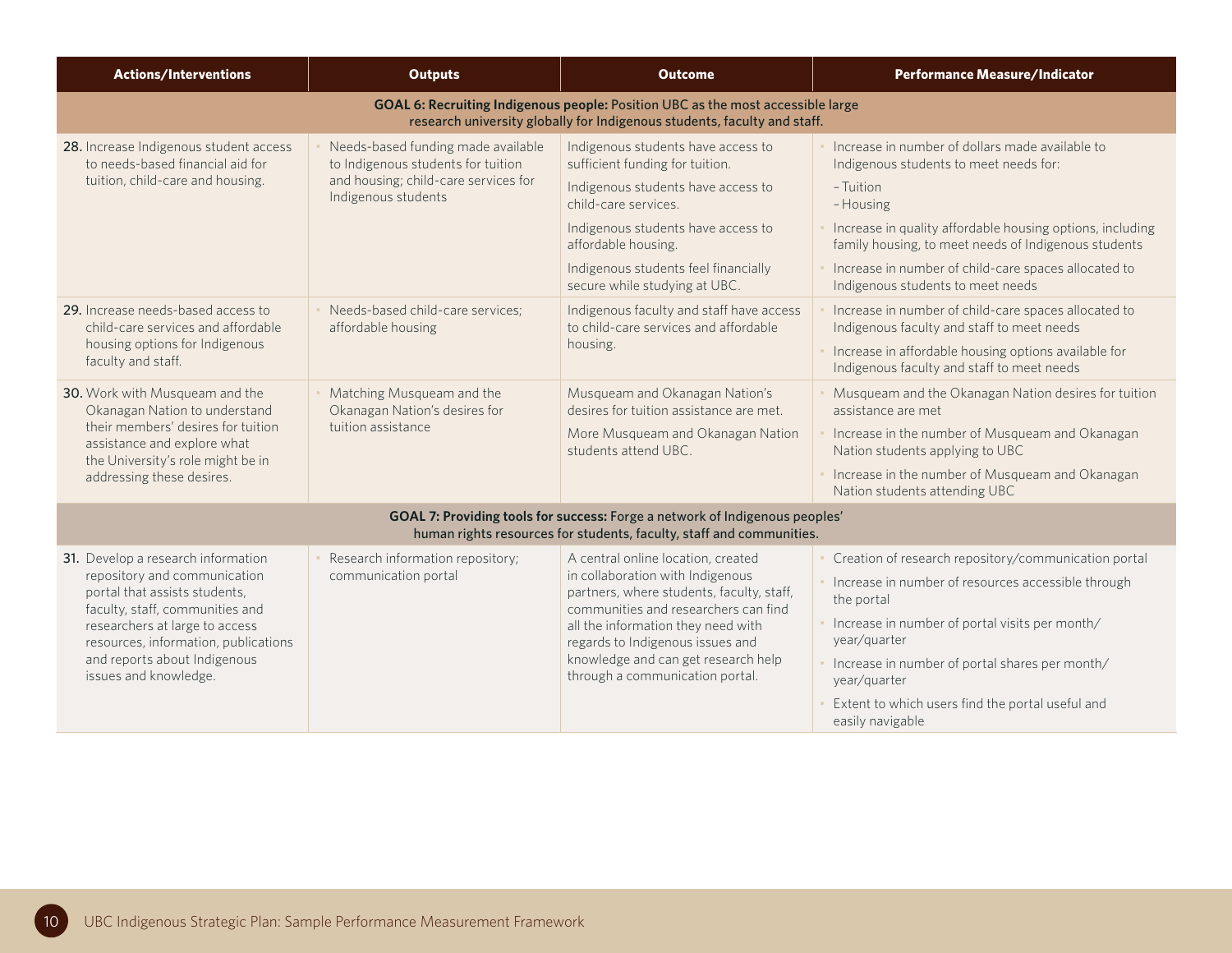| Actions/Interventions | Outputs | Outcome | Performance Measure/Indicator |
|---|---|---|---|
| **GOAL 6: Recruiting Indigenous people:** Position UBC as the most accessible large research university globally for Indigenous students, faculty and staff. | | | |
| **28.** Increase Indigenous student access to needs-based financial aid for tuition, child-care and housing. | • Needs-based funding made available to Indigenous students for tuition and housing; child-care services for Indigenous students | Indigenous students have access to sufficient funding for tuition.<br>Indigenous students have access to child-care services.<br>Indigenous students have access to affordable housing.<br>Indigenous students feel financially secure while studying at UBC. | • Increase in number of dollars made available to Indigenous students to meet needs for:<br>– Tuition<br>– Housing<br>• Increase in quality affordable housing options, including family housing, to meet needs of Indigenous students<br>• Increase in number of child-care spaces allocated to Indigenous students to meet needs |
| **29.** Increase needs-based access to child-care services and affordable housing options for Indigenous faculty and staff. | • Needs-based child-care services; affordable housing | Indigenous faculty and staff have access to child-care services and affordable housing. | • Increase in number of child-care spaces allocated to Indigenous faculty and staff to meet needs<br>• Increase in affordable housing options available for Indigenous faculty and staff to meet needs |
| **30.** Work with Musqueam and the Okanagan Nation to understand their members' desires for tuition assistance and explore what the University's role might be in addressing these desires. | • Matching Musqueam and the Okanagan Nation's desires for tuition assistance | Musqueam and Okanagan Nation's desires for tuition assistance are met.<br>More Musqueam and Okanagan Nation students attend UBC. | • Musqueam and the Okanagan Nation desires for tuition assistance are met<br>• Increase in the number of Musqueam and Okanagan Nation students applying to UBC<br>• Increase in the number of Musqueam and Okanagan Nation students attending UBC |
| **GOAL 7: Providing tools for success:** Forge a network of Indigenous peoples' human rights resources for students, faculty, staff and communities. | | | |
| **31.** Develop a research information repository and communication portal that assists students, faculty, staff, communities and researchers at large to access resources, information, publications and reports about Indigenous issues and knowledge. | • Research information repository; communication portal | A central online location, created in collaboration with Indigenous partners, where students, faculty, staff, communities and researchers can find all the information they need with regards to Indigenous issues and knowledge and can get research help through a communication portal. | • Creation of research repository/communication portal<br>• Increase in number of resources accessible through the portal<br>• Increase in number of portal visits per month/year/quarter<br>• Increase in number of portal shares per month/year/quarter<br>• Extent to which users find the portal useful and easily navigable |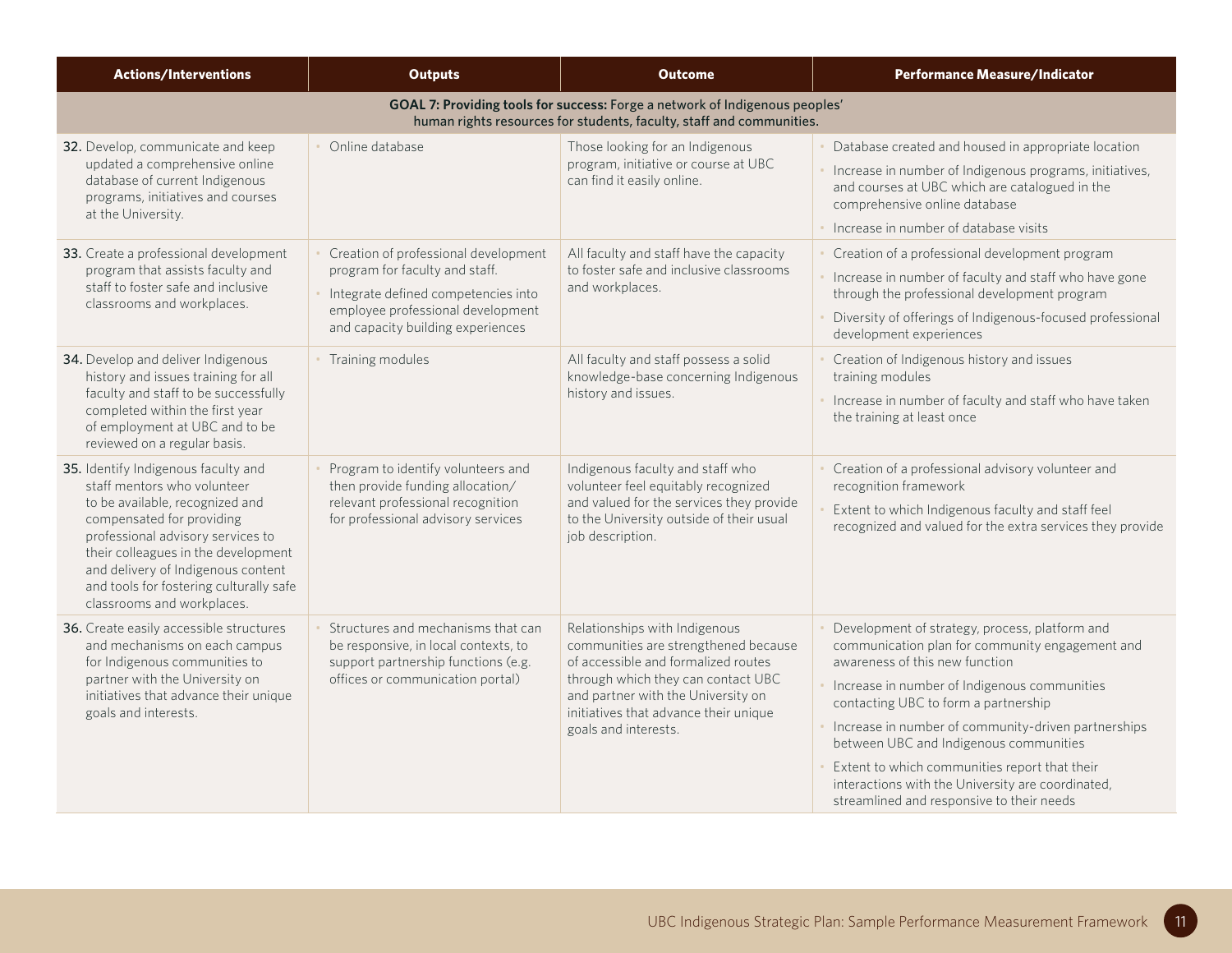| Actions/Interventions | Outputs | Outcome | Performance Measure/Indicator |
|---|---|---|---|
| **GOAL 7: Providing tools for success:** Forge a network of Indigenous peoples' human rights resources for students, faculty, staff and communities. | | | |
| **32.** Develop, communicate and keep updated a comprehensive online database of current Indigenous programs, initiatives and courses at the University. | • Online database | Those looking for an Indigenous program, initiative or course at UBC can find it easily online. | • Database created and housed in appropriate location<br>• Increase in number of Indigenous programs, initiatives, and courses at UBC which are catalogued in the comprehensive online database<br>• Increase in number of database visits |
| **33.** Create a professional development program that assists faculty and staff to foster safe and inclusive classrooms and workplaces. | • Creation of professional development program for faculty and staff.<br>• Integrate defined competencies into employee professional development and capacity building experiences | All faculty and staff have the capacity to foster safe and inclusive classrooms and workplaces. | • Creation of a professional development program<br>• Increase in number of faculty and staff who have gone through the professional development program<br>• Diversity of offerings of Indigenous-focused professional development experiences |
| **34.** Develop and deliver Indigenous history and issues training for all faculty and staff to be successfully completed within the first year of employment at UBC and to be reviewed on a regular basis. | • Training modules | All faculty and staff possess a solid knowledge-base concerning Indigenous history and issues. | • Creation of Indigenous history and issues training modules<br>• Increase in number of faculty and staff who have taken the training at least once |
| **35.** Identify Indigenous faculty and staff mentors who volunteer to be available, recognized and compensated for providing professional advisory services to their colleagues in the development and delivery of Indigenous content and tools for fostering culturally safe classrooms and workplaces. | • Program to identify volunteers and then provide funding allocation/ relevant professional recognition for professional advisory services | Indigenous faculty and staff who volunteer feel equitably recognized and valued for the services they provide to the University outside of their usual job description. | • Creation of a professional advisory volunteer and recognition framework<br>• Extent to which Indigenous faculty and staff feel recognized and valued for the extra services they provide |
| **36.** Create easily accessible structures and mechanisms on each campus for Indigenous communities to partner with the University on initiatives that advance their unique goals and interests. | • Structures and mechanisms that can be responsive, in local contexts, to support partnership functions (e.g. offices or communication portal) | Relationships with Indigenous communities are strengthened because of accessible and formalized routes through which they can contact UBC and partner with the University on initiatives that advance their unique goals and interests. | • Development of strategy, process, platform and communication plan for community engagement and awareness of this new function<br>• Increase in number of Indigenous communities contacting UBC to form a partnership<br>• Increase in number of community-driven partnerships between UBC and Indigenous communities<br>• Extent to which communities report that their interactions with the University are coordinated, streamlined and responsive to their needs |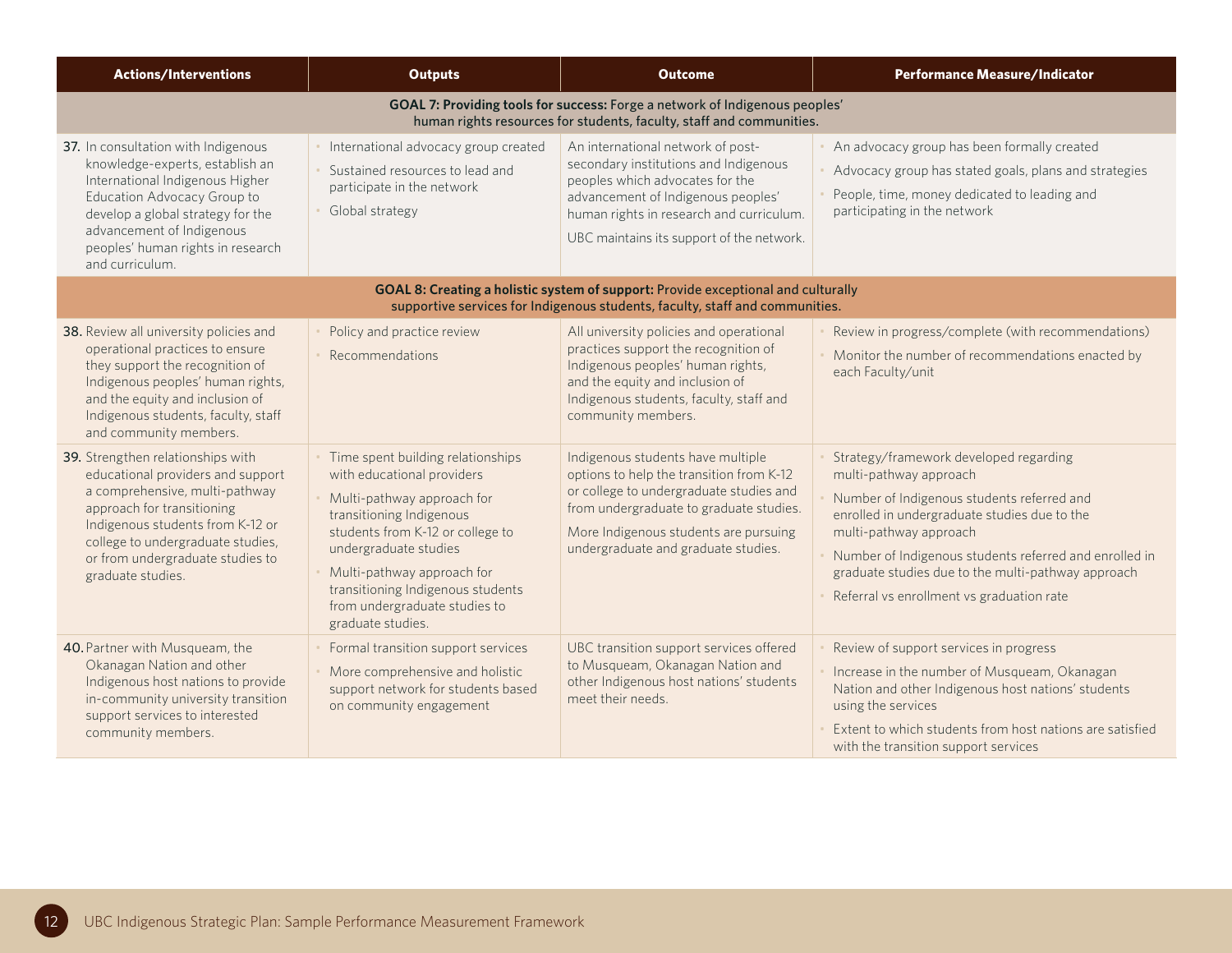| Actions/Interventions | Outputs | Outcome | Performance Measure/Indicator |
|---|---|---|---|
| **GOAL 7: Providing tools for success:** Forge a network of Indigenous peoples' human rights resources for students, faculty, staff and communities. | | | |
| **37.** In consultation with Indigenous knowledge-experts, establish an International Indigenous Higher Education Advocacy Group to develop a global strategy for the advancement of Indigenous peoples' human rights in research and curriculum. | • International advocacy group created<br>• Sustained resources to lead and participate in the network<br>• Global strategy | An international network of post-secondary institutions and Indigenous peoples which advocates for the advancement of Indigenous peoples' human rights in research and curriculum.<br>UBC maintains its support of the network. | • An advocacy group has been formally created<br>• Advocacy group has stated goals, plans and strategies<br>• People, time, money dedicated to leading and participating in the network |
| **GOAL 8: Creating a holistic system of support:** Provide exceptional and culturally supportive services for Indigenous students, faculty, staff and communities. | | | |
| **38.** Review all university policies and operational practices to ensure they support the recognition of Indigenous peoples' human rights, and the equity and inclusion of Indigenous students, faculty, staff and community members. | • Policy and practice review<br>• Recommendations | All university policies and operational practices support the recognition of Indigenous peoples' human rights, and the equity and inclusion of Indigenous students, faculty, staff and community members. | • Review in progress/complete (with recommendations)<br>• Monitor the number of recommendations enacted by each Faculty/unit |
| **39.** Strengthen relationships with educational providers and support a comprehensive, multi-pathway approach for transitioning Indigenous students from K-12 or college to undergraduate studies, or from undergraduate studies to graduate studies. | • Time spent building relationships with educational providers<br>• Multi-pathway approach for transitioning Indigenous students from K-12 or college to undergraduate studies<br>• Multi-pathway approach for transitioning Indigenous students from undergraduate studies to graduate studies. | Indigenous students have multiple options to help the transition from K-12 or college to undergraduate studies and from undergraduate to graduate studies.<br>More Indigenous students are pursuing undergraduate and graduate studies. | • Strategy/framework developed regarding multi-pathway approach<br>• Number of Indigenous students referred and enrolled in undergraduate studies due to the multi-pathway approach<br>• Number of Indigenous students referred and enrolled in graduate studies due to the multi-pathway approach<br>• Referral vs enrollment vs graduation rate |
| **40.** Partner with Musqueam, the Okanagan Nation and other Indigenous host nations to provide in-community university transition support services to interested community members. | • Formal transition support services<br>• More comprehensive and holistic support network for students based on community engagement | UBC transition support services offered to Musqueam, Okanagan Nation and other Indigenous host nations' students meet their needs. | • Review of support services in progress<br>• Increase in the number of Musqueam, Okanagan Nation and other Indigenous host nations' students using the services<br>• Extent to which students from host nations are satisfied with the transition support services |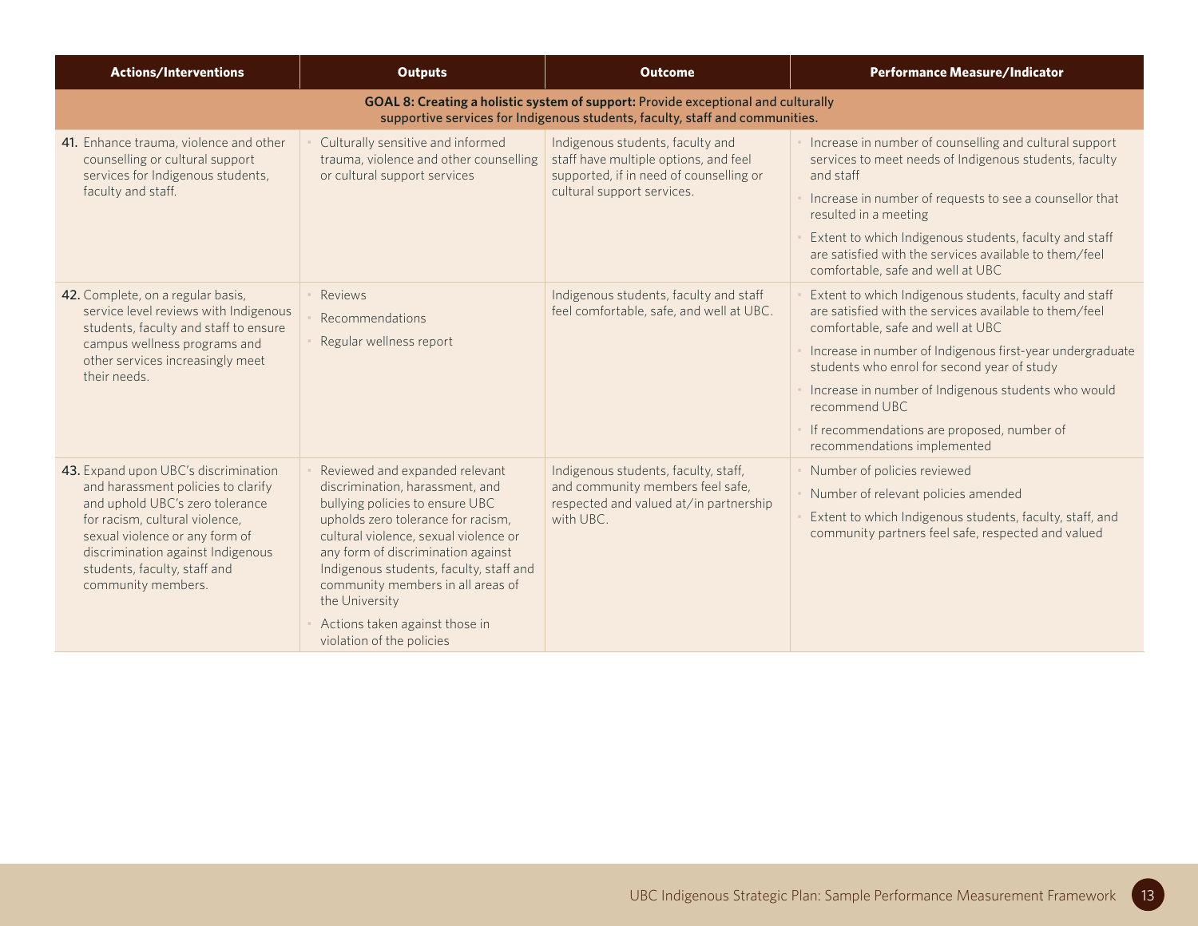| Actions/Interventions | Outputs | Outcome | Performance Measure/Indicator |
|---|---|---|---|
| **GOAL 8: Creating a holistic system of support:** Provide exceptional and culturally supportive services for Indigenous students, faculty, staff and communities. | | | |
| **41.** Enhance trauma, violence and other counselling or cultural support services for Indigenous students, faculty and staff. | • Culturally sensitive and informed trauma, violence and other counselling or cultural support services | Indigenous students, faculty and staff have multiple options, and feel supported, if in need of counselling or cultural support services. | • Increase in number of counselling and cultural support services to meet needs of Indigenous students, faculty and staff<br>• Increase in number of requests to see a counsellor that resulted in a meeting<br>• Extent to which Indigenous students, faculty and staff are satisfied with the services available to them/feel comfortable, safe and well at UBC |
| **42.** Complete, on a regular basis, service level reviews with Indigenous students, faculty and staff to ensure campus wellness programs and other services increasingly meet their needs. | • Reviews<br>• Recommendations<br>• Regular wellness report | Indigenous students, faculty and staff feel comfortable, safe, and well at UBC. | • Extent to which Indigenous students, faculty and staff are satisfied with the services available to them/feel comfortable, safe and well at UBC<br>• Increase in number of Indigenous first-year undergraduate students who enrol for second year of study<br>• Increase in number of Indigenous students who would recommend UBC<br>• If recommendations are proposed, number of recommendations implemented |
| **43.** Expand upon UBC's discrimination and harassment policies to clarify and uphold UBC's zero tolerance for racism, cultural violence, sexual violence or any form of discrimination against Indigenous students, faculty, staff and community members. | • Reviewed and expanded relevant discrimination, harassment, and bullying policies to ensure UBC upholds zero tolerance for racism, cultural violence, sexual violence or any form of discrimination against Indigenous students, faculty, staff and community members in all areas of the University<br>• Actions taken against those in violation of the policies | Indigenous students, faculty, staff, and community members feel safe, respected and valued at/in partnership with UBC. | • Number of policies reviewed<br>• Number of relevant policies amended<br>• Extent to which Indigenous students, faculty, staff, and community partners feel safe, respected and valued |